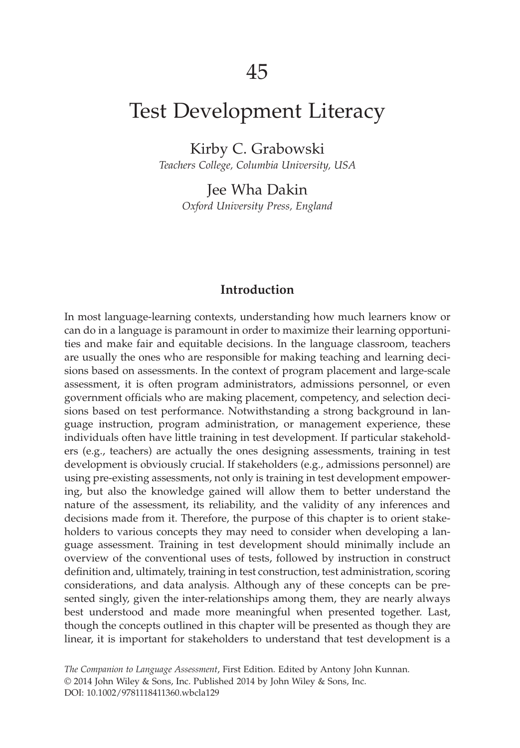# 45

# Test Development Literacy

Kirby C. Grabowski
*Teachers College, Columbia University, USA*

Jee Wha Dakin
*Oxford University Press, England*

## Introduction

In most language-learning contexts, understanding how much learners know or can do in a language is paramount in order to maximize their learning opportunities and make fair and equitable decisions. In the language classroom, teachers are usually the ones who are responsible for making teaching and learning decisions based on assessments. In the context of program placement and large-scale assessment, it is often program administrators, admissions personnel, or even government officials who are making placement, competency, and selection decisions based on test performance. Notwithstanding a strong background in language instruction, program administration, or management experience, these individuals often have little training in test development. If particular stakeholders (e.g., teachers) are actually the ones designing assessments, training in test development is obviously crucial. If stakeholders (e.g., admissions personnel) are using pre-existing assessments, not only is training in test development empowering, but also the knowledge gained will allow them to better understand the nature of the assessment, its reliability, and the validity of any inferences and decisions made from it. Therefore, the purpose of this chapter is to orient stakeholders to various concepts they may need to consider when developing a language assessment. Training in test development should minimally include an overview of the conventional uses of tests, followed by instruction in construct definition and, ultimately, training in test construction, test administration, scoring considerations, and data analysis. Although any of these concepts can be presented singly, given the inter-relationships among them, they are nearly always best understood and made more meaningful when presented together. Last, though the concepts outlined in this chapter will be presented as though they are linear, it is important for stakeholders to understand that test development is a

*The Companion to Language Assessment*, First Edition. Edited by Antony John Kunnan.
© 2014 John Wiley & Sons, Inc. Published 2014 by John Wiley & Sons, Inc.
DOI: 10.1002/9781118411360.wbcla129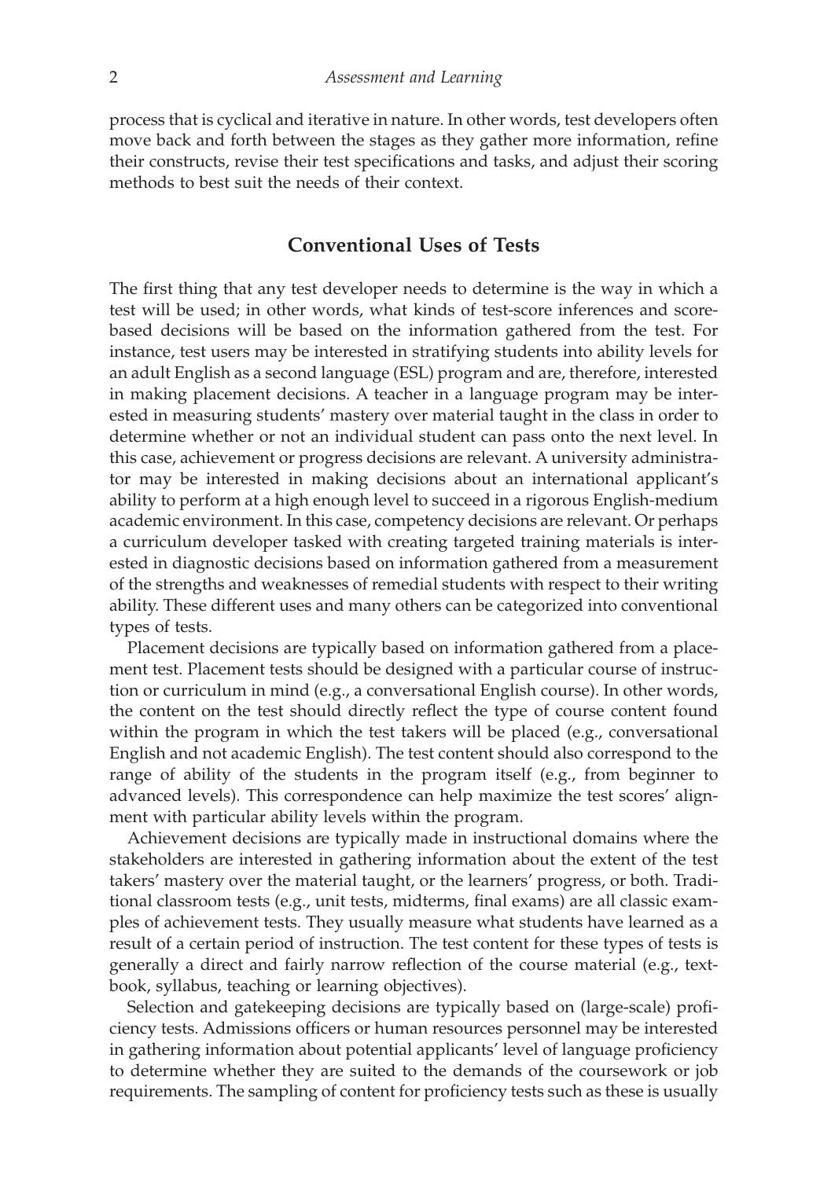process that is cyclical and iterative in nature. In other words, test developers often move back and forth between the stages as they gather more information, refine their constructs, revise their test specifications and tasks, and adjust their scoring methods to best suit the needs of their context.

## Conventional Uses of Tests

The first thing that any test developer needs to determine is the way in which a test will be used; in other words, what kinds of test-score inferences and score-based decisions will be based on the information gathered from the test. For instance, test users may be interested in stratifying students into ability levels for an adult English as a second language (ESL) program and are, therefore, interested in making placement decisions. A teacher in a language program may be interested in measuring students' mastery over material taught in the class in order to determine whether or not an individual student can pass onto the next level. In this case, achievement or progress decisions are relevant. A university administrator may be interested in making decisions about an international applicant's ability to perform at a high enough level to succeed in a rigorous English-medium academic environment. In this case, competency decisions are relevant. Or perhaps a curriculum developer tasked with creating targeted training materials is interested in diagnostic decisions based on information gathered from a measurement of the strengths and weaknesses of remedial students with respect to their writing ability. These different uses and many others can be categorized into conventional types of tests.

Placement decisions are typically based on information gathered from a placement test. Placement tests should be designed with a particular course of instruction or curriculum in mind (e.g., a conversational English course). In other words, the content on the test should directly reflect the type of course content found within the program in which the test takers will be placed (e.g., conversational English and not academic English). The test content should also correspond to the range of ability of the students in the program itself (e.g., from beginner to advanced levels). This correspondence can help maximize the test scores' alignment with particular ability levels within the program.

Achievement decisions are typically made in instructional domains where the stakeholders are interested in gathering information about the extent of the test takers' mastery over the material taught, or the learners' progress, or both. Traditional classroom tests (e.g., unit tests, midterms, final exams) are all classic examples of achievement tests. They usually measure what students have learned as a result of a certain period of instruction. The test content for these types of tests is generally a direct and fairly narrow reflection of the course material (e.g., textbook, syllabus, teaching or learning objectives).

Selection and gatekeeping decisions are typically based on (large-scale) proficiency tests. Admissions officers or human resources personnel may be interested in gathering information about potential applicants' level of language proficiency to determine whether they are suited to the demands of the coursework or job requirements. The sampling of content for proficiency tests such as these is usually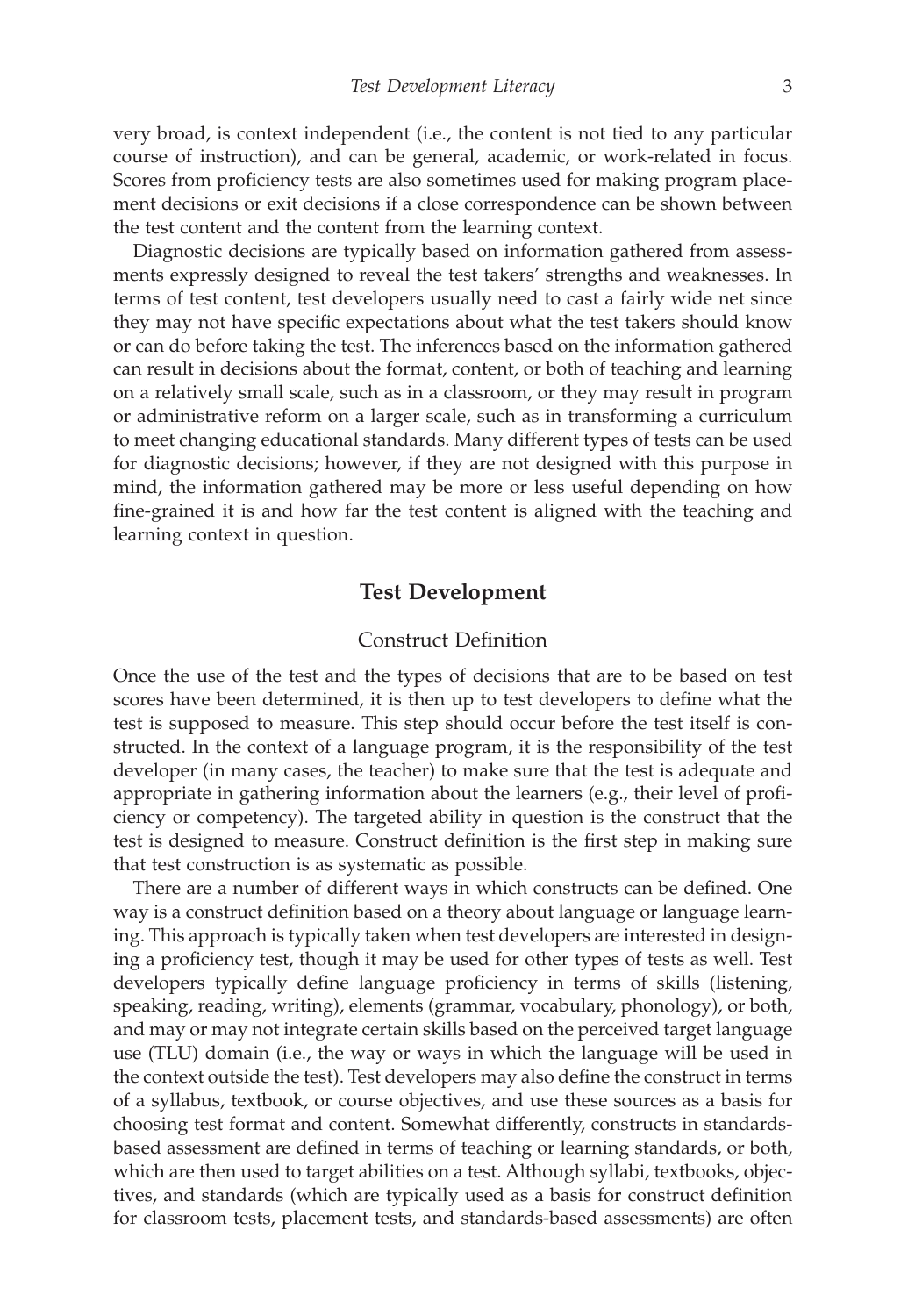very broad, is context independent (i.e., the content is not tied to any particular course of instruction), and can be general, academic, or work-related in focus. Scores from proficiency tests are also sometimes used for making program placement decisions or exit decisions if a close correspondence can be shown between the test content and the content from the learning context.

Diagnostic decisions are typically based on information gathered from assessments expressly designed to reveal the test takers' strengths and weaknesses. In terms of test content, test developers usually need to cast a fairly wide net since they may not have specific expectations about what the test takers should know or can do before taking the test. The inferences based on the information gathered can result in decisions about the format, content, or both of teaching and learning on a relatively small scale, such as in a classroom, or they may result in program or administrative reform on a larger scale, such as in transforming a curriculum to meet changing educational standards. Many different types of tests can be used for diagnostic decisions; however, if they are not designed with this purpose in mind, the information gathered may be more or less useful depending on how fine-grained it is and how far the test content is aligned with the teaching and learning context in question.

## Test Development

### Construct Definition

Once the use of the test and the types of decisions that are to be based on test scores have been determined, it is then up to test developers to define what the test is supposed to measure. This step should occur before the test itself is constructed. In the context of a language program, it is the responsibility of the test developer (in many cases, the teacher) to make sure that the test is adequate and appropriate in gathering information about the learners (e.g., their level of proficiency or competency). The targeted ability in question is the construct that the test is designed to measure. Construct definition is the first step in making sure that test construction is as systematic as possible.

There are a number of different ways in which constructs can be defined. One way is a construct definition based on a theory about language or language learning. This approach is typically taken when test developers are interested in designing a proficiency test, though it may be used for other types of tests as well. Test developers typically define language proficiency in terms of skills (listening, speaking, reading, writing), elements (grammar, vocabulary, phonology), or both, and may or may not integrate certain skills based on the perceived target language use (TLU) domain (i.e., the way or ways in which the language will be used in the context outside the test). Test developers may also define the construct in terms of a syllabus, textbook, or course objectives, and use these sources as a basis for choosing test format and content. Somewhat differently, constructs in standards-based assessment are defined in terms of teaching or learning standards, or both, which are then used to target abilities on a test. Although syllabi, textbooks, objectives, and standards (which are typically used as a basis for construct definition for classroom tests, placement tests, and standards-based assessments) are often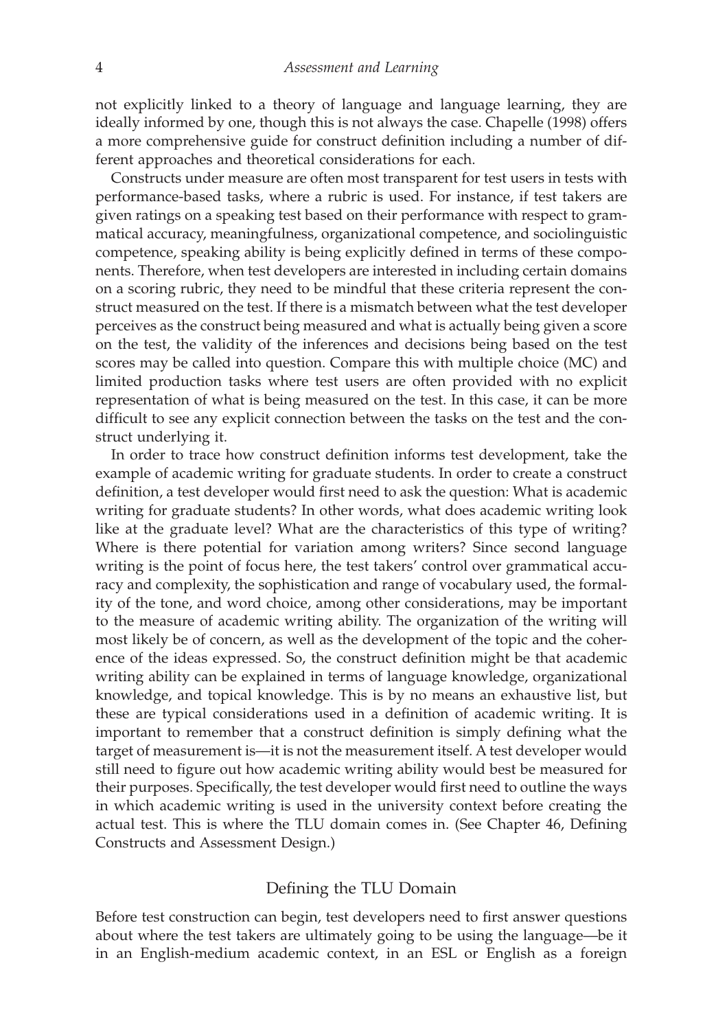not explicitly linked to a theory of language and language learning, they are ideally informed by one, though this is not always the case. Chapelle (1998) offers a more comprehensive guide for construct definition including a number of different approaches and theoretical considerations for each.

Constructs under measure are often most transparent for test users in tests with performance-based tasks, where a rubric is used. For instance, if test takers are given ratings on a speaking test based on their performance with respect to grammatical accuracy, meaningfulness, organizational competence, and sociolinguistic competence, speaking ability is being explicitly defined in terms of these components. Therefore, when test developers are interested in including certain domains on a scoring rubric, they need to be mindful that these criteria represent the construct measured on the test. If there is a mismatch between what the test developer perceives as the construct being measured and what is actually being given a score on the test, the validity of the inferences and decisions being based on the test scores may be called into question. Compare this with multiple choice (MC) and limited production tasks where test users are often provided with no explicit representation of what is being measured on the test. In this case, it can be more difficult to see any explicit connection between the tasks on the test and the construct underlying it.

In order to trace how construct definition informs test development, take the example of academic writing for graduate students. In order to create a construct definition, a test developer would first need to ask the question: What is academic writing for graduate students? In other words, what does academic writing look like at the graduate level? What are the characteristics of this type of writing? Where is there potential for variation among writers? Since second language writing is the point of focus here, the test takers' control over grammatical accuracy and complexity, the sophistication and range of vocabulary used, the formality of the tone, and word choice, among other considerations, may be important to the measure of academic writing ability. The organization of the writing will most likely be of concern, as well as the development of the topic and the coherence of the ideas expressed. So, the construct definition might be that academic writing ability can be explained in terms of language knowledge, organizational knowledge, and topical knowledge. This is by no means an exhaustive list, but these are typical considerations used in a definition of academic writing. It is important to remember that a construct definition is simply defining what the target of measurement is—it is not the measurement itself. A test developer would still need to figure out how academic writing ability would best be measured for their purposes. Specifically, the test developer would first need to outline the ways in which academic writing is used in the university context before creating the actual test. This is where the TLU domain comes in. (See Chapter 46, Defining Constructs and Assessment Design.)

## Defining the TLU Domain

Before test construction can begin, test developers need to first answer questions about where the test takers are ultimately going to be using the language—be it in an English-medium academic context, in an ESL or English as a foreign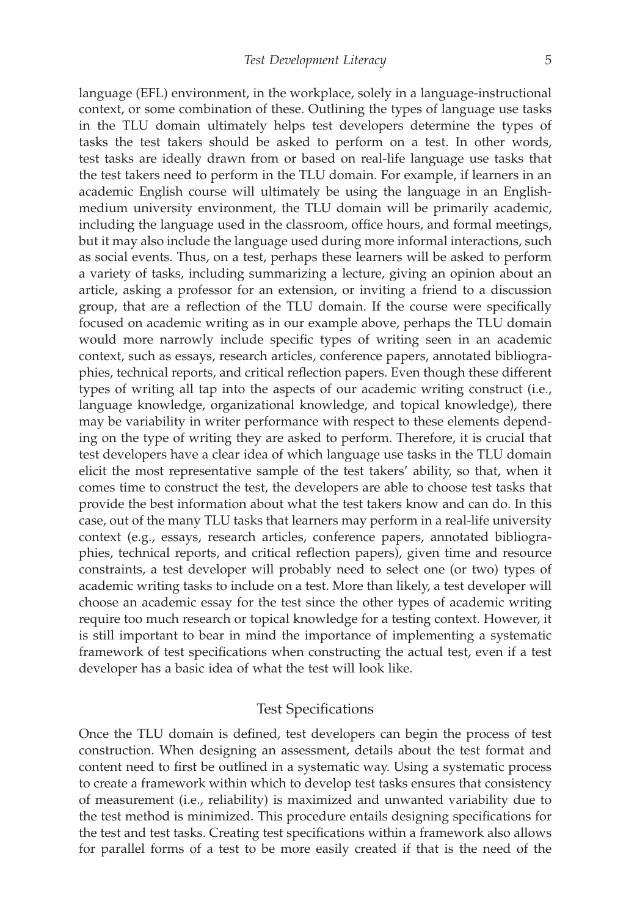language (EFL) environment, in the workplace, solely in a language-instructional context, or some combination of these. Outlining the types of language use tasks in the TLU domain ultimately helps test developers determine the types of tasks the test takers should be asked to perform on a test. In other words, test tasks are ideally drawn from or based on real-life language use tasks that the test takers need to perform in the TLU domain. For example, if learners in an academic English course will ultimately be using the language in an English-medium university environment, the TLU domain will be primarily academic, including the language used in the classroom, office hours, and formal meetings, but it may also include the language used during more informal interactions, such as social events. Thus, on a test, perhaps these learners will be asked to perform a variety of tasks, including summarizing a lecture, giving an opinion about an article, asking a professor for an extension, or inviting a friend to a discussion group, that are a reflection of the TLU domain. If the course were specifically focused on academic writing as in our example above, perhaps the TLU domain would more narrowly include specific types of writing seen in an academic context, such as essays, research articles, conference papers, annotated bibliographies, technical reports, and critical reflection papers. Even though these different types of writing all tap into the aspects of our academic writing construct (i.e., language knowledge, organizational knowledge, and topical knowledge), there may be variability in writer performance with respect to these elements depending on the type of writing they are asked to perform. Therefore, it is crucial that test developers have a clear idea of which language use tasks in the TLU domain elicit the most representative sample of the test takers' ability, so that, when it comes time to construct the test, the developers are able to choose test tasks that provide the best information about what the test takers know and can do. In this case, out of the many TLU tasks that learners may perform in a real-life university context (e.g., essays, research articles, conference papers, annotated bibliographies, technical reports, and critical reflection papers), given time and resource constraints, a test developer will probably need to select one (or two) types of academic writing tasks to include on a test. More than likely, a test developer will choose an academic essay for the test since the other types of academic writing require too much research or topical knowledge for a testing context. However, it is still important to bear in mind the importance of implementing a systematic framework of test specifications when constructing the actual test, even if a test developer has a basic idea of what the test will look like.

## Test Specifications

Once the TLU domain is defined, test developers can begin the process of test construction. When designing an assessment, details about the test format and content need to first be outlined in a systematic way. Using a systematic process to create a framework within which to develop test tasks ensures that consistency of measurement (i.e., reliability) is maximized and unwanted variability due to the test method is minimized. This procedure entails designing specifications for the test and test tasks. Creating test specifications within a framework also allows for parallel forms of a test to be more easily created if that is the need of the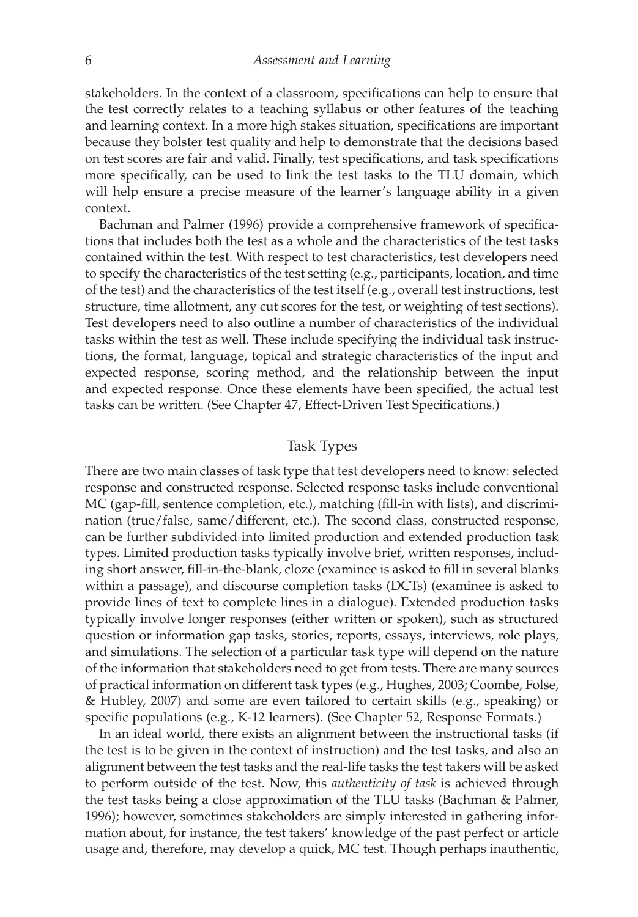stakeholders. In the context of a classroom, specifications can help to ensure that the test correctly relates to a teaching syllabus or other features of the teaching and learning context. In a more high stakes situation, specifications are important because they bolster test quality and help to demonstrate that the decisions based on test scores are fair and valid. Finally, test specifications, and task specifications more specifically, can be used to link the test tasks to the TLU domain, which will help ensure a precise measure of the learner's language ability in a given context.

Bachman and Palmer (1996) provide a comprehensive framework of specifications that includes both the test as a whole and the characteristics of the test tasks contained within the test. With respect to test characteristics, test developers need to specify the characteristics of the test setting (e.g., participants, location, and time of the test) and the characteristics of the test itself (e.g., overall test instructions, test structure, time allotment, any cut scores for the test, or weighting of test sections). Test developers need to also outline a number of characteristics of the individual tasks within the test as well. These include specifying the individual task instructions, the format, language, topical and strategic characteristics of the input and expected response, scoring method, and the relationship between the input and expected response. Once these elements have been specified, the actual test tasks can be written. (See Chapter 47, Effect-Driven Test Specifications.)

## Task Types

There are two main classes of task type that test developers need to know: selected response and constructed response. Selected response tasks include conventional MC (gap-fill, sentence completion, etc.), matching (fill-in with lists), and discrimination (true/false, same/different, etc.). The second class, constructed response, can be further subdivided into limited production and extended production task types. Limited production tasks typically involve brief, written responses, including short answer, fill-in-the-blank, cloze (examinee is asked to fill in several blanks within a passage), and discourse completion tasks (DCTs) (examinee is asked to provide lines of text to complete lines in a dialogue). Extended production tasks typically involve longer responses (either written or spoken), such as structured question or information gap tasks, stories, reports, essays, interviews, role plays, and simulations. The selection of a particular task type will depend on the nature of the information that stakeholders need to get from tests. There are many sources of practical information on different task types (e.g., Hughes, 2003; Coombe, Folse, & Hubley, 2007) and some are even tailored to certain skills (e.g., speaking) or specific populations (e.g., K-12 learners). (See Chapter 52, Response Formats.)

In an ideal world, there exists an alignment between the instructional tasks (if the test is to be given in the context of instruction) and the test tasks, and also an alignment between the test tasks and the real-life tasks the test takers will be asked to perform outside of the test. Now, this *authenticity of task* is achieved through the test tasks being a close approximation of the TLU tasks (Bachman & Palmer, 1996); however, sometimes stakeholders are simply interested in gathering information about, for instance, the test takers' knowledge of the past perfect or article usage and, therefore, may develop a quick, MC test. Though perhaps inauthentic,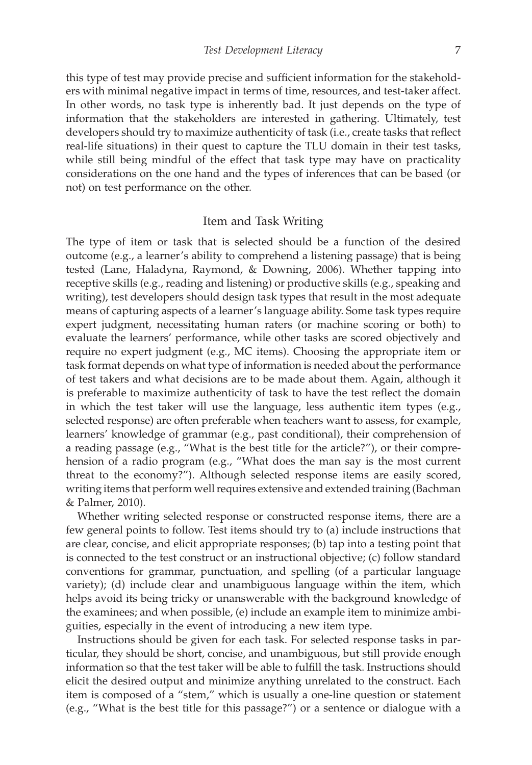this type of test may provide precise and sufficient information for the stakeholders with minimal negative impact in terms of time, resources, and test-taker affect. In other words, no task type is inherently bad. It just depends on the type of information that the stakeholders are interested in gathering. Ultimately, test developers should try to maximize authenticity of task (i.e., create tasks that reflect real-life situations) in their quest to capture the TLU domain in their test tasks, while still being mindful of the effect that task type may have on practicality considerations on the one hand and the types of inferences that can be based (or not) on test performance on the other.

## Item and Task Writing

The type of item or task that is selected should be a function of the desired outcome (e.g., a learner's ability to comprehend a listening passage) that is being tested (Lane, Haladyna, Raymond, & Downing, 2006). Whether tapping into receptive skills (e.g., reading and listening) or productive skills (e.g., speaking and writing), test developers should design task types that result in the most adequate means of capturing aspects of a learner's language ability. Some task types require expert judgment, necessitating human raters (or machine scoring or both) to evaluate the learners' performance, while other tasks are scored objectively and require no expert judgment (e.g., MC items). Choosing the appropriate item or task format depends on what type of information is needed about the performance of test takers and what decisions are to be made about them. Again, although it is preferable to maximize authenticity of task to have the test reflect the domain in which the test taker will use the language, less authentic item types (e.g., selected response) are often preferable when teachers want to assess, for example, learners' knowledge of grammar (e.g., past conditional), their comprehension of a reading passage (e.g., "What is the best title for the article?"), or their comprehension of a radio program (e.g., "What does the man say is the most current threat to the economy?"). Although selected response items are easily scored, writing items that perform well requires extensive and extended training (Bachman & Palmer, 2010).

Whether writing selected response or constructed response items, there are a few general points to follow. Test items should try to (a) include instructions that are clear, concise, and elicit appropriate responses; (b) tap into a testing point that is connected to the test construct or an instructional objective; (c) follow standard conventions for grammar, punctuation, and spelling (of a particular language variety); (d) include clear and unambiguous language within the item, which helps avoid its being tricky or unanswerable with the background knowledge of the examinees; and when possible, (e) include an example item to minimize ambiguities, especially in the event of introducing a new item type.

Instructions should be given for each task. For selected response tasks in particular, they should be short, concise, and unambiguous, but still provide enough information so that the test taker will be able to fulfill the task. Instructions should elicit the desired output and minimize anything unrelated to the construct. Each item is composed of a "stem," which is usually a one-line question or statement (e.g., "What is the best title for this passage?") or a sentence or dialogue with a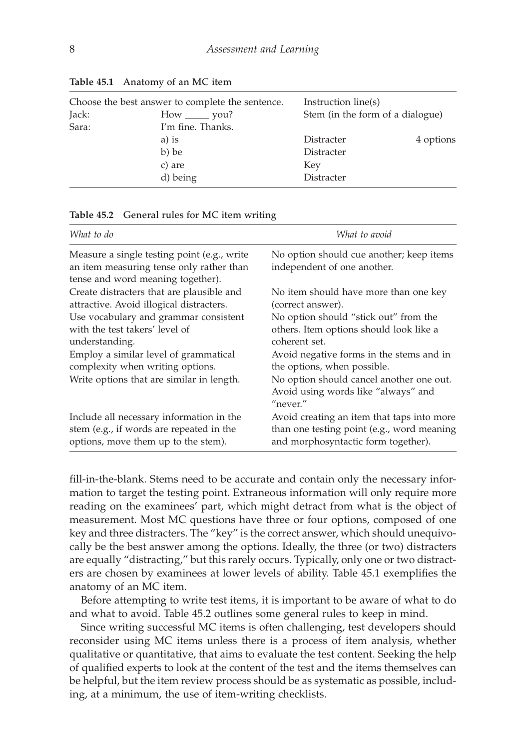**Table 45.1 Anatomy of an MC item**

| | | | |
|---|---|---|---|
| Choose the best answer to complete the sentence. | | Instruction line(s) | |
| Jack: | How _____ you? | Stem (in the form of a dialogue) | |
| Sara: | I'm fine. Thanks. | | |
| | a) is | Distracter | 4 options |
| | b) be | Distracter | |
| | c) are | Key | |
| | d) being | Distracter | |

**Table 45.2 General rules for MC item writing**

| *What to do* | *What to avoid* |
|---|---|
| Measure a single testing point (e.g., write an item measuring tense only rather than tense and word meaning together). | No option should cue another; keep items independent of one another. |
| Create distracters that are plausible and attractive. Avoid illogical distracters. | No item should have more than one key (correct answer). |
| Use vocabulary and grammar consistent with the test takers' level of understanding. | No option should "stick out" from the others. Item options should look like a coherent set. |
| Employ a similar level of grammatical complexity when writing options. | Avoid negative forms in the stems and in the options, when possible. |
| Write options that are similar in length. | No option should cancel another one out. Avoid using words like "always" and "never." |
| Include all necessary information in the stem (e.g., if words are repeated in the options, move them up to the stem). | Avoid creating an item that taps into more than one testing point (e.g., word meaning and morphosyntactic form together). |

fill-in-the-blank. Stems need to be accurate and contain only the necessary information to target the testing point. Extraneous information will only require more reading on the examinees' part, which might detract from what is the object of measurement. Most MC questions have three or four options, composed of one key and three distracters. The "key" is the correct answer, which should unequivocally be the best answer among the options. Ideally, the three (or two) distracters are equally "distracting," but this rarely occurs. Typically, only one or two distracters are chosen by examinees at lower levels of ability. Table 45.1 exemplifies the anatomy of an MC item.

Before attempting to write test items, it is important to be aware of what to do and what to avoid. Table 45.2 outlines some general rules to keep in mind.

Since writing successful MC items is often challenging, test developers should reconsider using MC items unless there is a process of item analysis, whether qualitative or quantitative, that aims to evaluate the test content. Seeking the help of qualified experts to look at the content of the test and the items themselves can be helpful, but the item review process should be as systematic as possible, including, at a minimum, the use of item-writing checklists.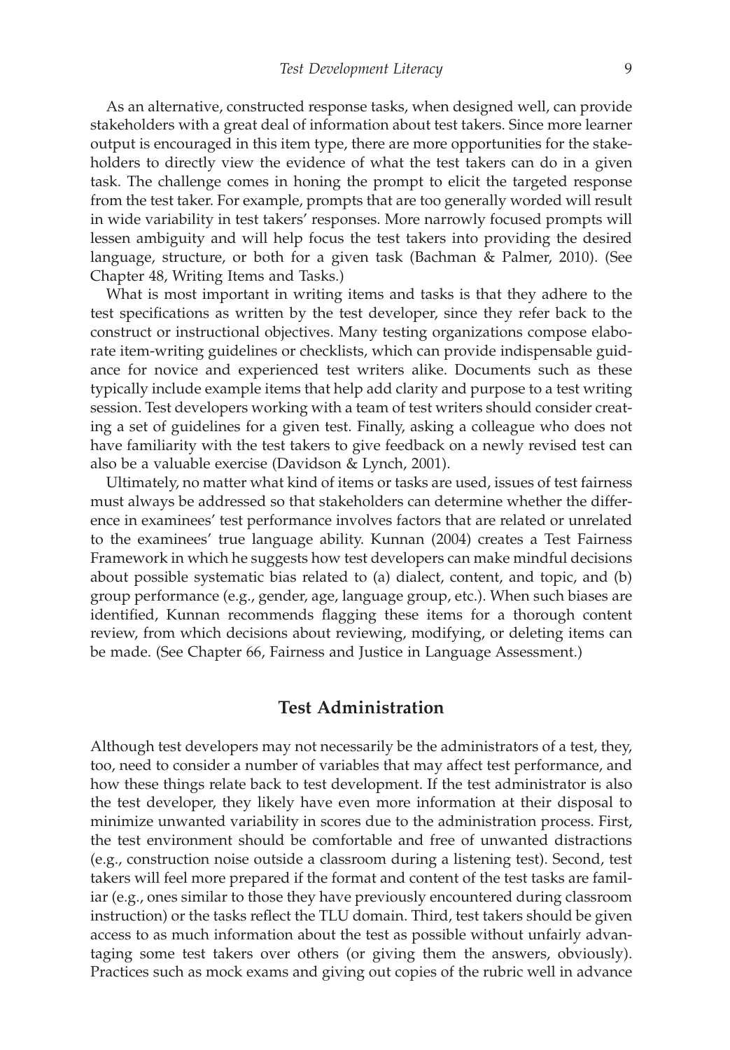As an alternative, constructed response tasks, when designed well, can provide stakeholders with a great deal of information about test takers. Since more learner output is encouraged in this item type, there are more opportunities for the stakeholders to directly view the evidence of what the test takers can do in a given task. The challenge comes in honing the prompt to elicit the targeted response from the test taker. For example, prompts that are too generally worded will result in wide variability in test takers' responses. More narrowly focused prompts will lessen ambiguity and will help focus the test takers into providing the desired language, structure, or both for a given task (Bachman & Palmer, 2010). (See Chapter 48, Writing Items and Tasks.)

What is most important in writing items and tasks is that they adhere to the test specifications as written by the test developer, since they refer back to the construct or instructional objectives. Many testing organizations compose elaborate item-writing guidelines or checklists, which can provide indispensable guidance for novice and experienced test writers alike. Documents such as these typically include example items that help add clarity and purpose to a test writing session. Test developers working with a team of test writers should consider creating a set of guidelines for a given test. Finally, asking a colleague who does not have familiarity with the test takers to give feedback on a newly revised test can also be a valuable exercise (Davidson & Lynch, 2001).

Ultimately, no matter what kind of items or tasks are used, issues of test fairness must always be addressed so that stakeholders can determine whether the difference in examinees' test performance involves factors that are related or unrelated to the examinees' true language ability. Kunnan (2004) creates a Test Fairness Framework in which he suggests how test developers can make mindful decisions about possible systematic bias related to (a) dialect, content, and topic, and (b) group performance (e.g., gender, age, language group, etc.). When such biases are identified, Kunnan recommends flagging these items for a thorough content review, from which decisions about reviewing, modifying, or deleting items can be made. (See Chapter 66, Fairness and Justice in Language Assessment.)

## Test Administration

Although test developers may not necessarily be the administrators of a test, they, too, need to consider a number of variables that may affect test performance, and how these things relate back to test development. If the test administrator is also the test developer, they likely have even more information at their disposal to minimize unwanted variability in scores due to the administration process. First, the test environment should be comfortable and free of unwanted distractions (e.g., construction noise outside a classroom during a listening test). Second, test takers will feel more prepared if the format and content of the test tasks are familiar (e.g., ones similar to those they have previously encountered during classroom instruction) or the tasks reflect the TLU domain. Third, test takers should be given access to as much information about the test as possible without unfairly advantaging some test takers over others (or giving them the answers, obviously). Practices such as mock exams and giving out copies of the rubric well in advance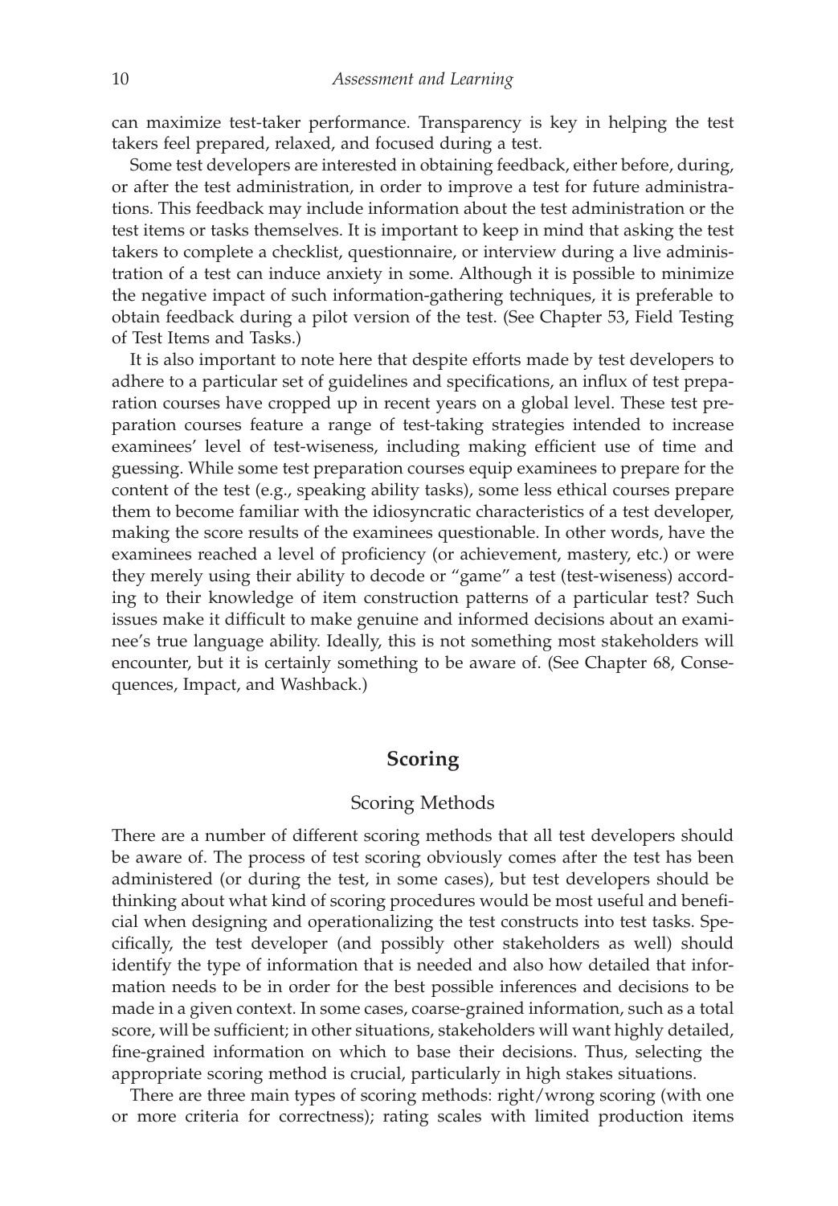can maximize test-taker performance. Transparency is key in helping the test takers feel prepared, relaxed, and focused during a test.

Some test developers are interested in obtaining feedback, either before, during, or after the test administration, in order to improve a test for future administrations. This feedback may include information about the test administration or the test items or tasks themselves. It is important to keep in mind that asking the test takers to complete a checklist, questionnaire, or interview during a live administration of a test can induce anxiety in some. Although it is possible to minimize the negative impact of such information-gathering techniques, it is preferable to obtain feedback during a pilot version of the test. (See Chapter 53, Field Testing of Test Items and Tasks.)

It is also important to note here that despite efforts made by test developers to adhere to a particular set of guidelines and specifications, an influx of test preparation courses have cropped up in recent years on a global level. These test preparation courses feature a range of test-taking strategies intended to increase examinees' level of test-wiseness, including making efficient use of time and guessing. While some test preparation courses equip examinees to prepare for the content of the test (e.g., speaking ability tasks), some less ethical courses prepare them to become familiar with the idiosyncratic characteristics of a test developer, making the score results of the examinees questionable. In other words, have the examinees reached a level of proficiency (or achievement, mastery, etc.) or were they merely using their ability to decode or "game" a test (test-wiseness) according to their knowledge of item construction patterns of a particular test? Such issues make it difficult to make genuine and informed decisions about an examinee's true language ability. Ideally, this is not something most stakeholders will encounter, but it is certainly something to be aware of. (See Chapter 68, Consequences, Impact, and Washback.)

## Scoring

### Scoring Methods

There are a number of different scoring methods that all test developers should be aware of. The process of test scoring obviously comes after the test has been administered (or during the test, in some cases), but test developers should be thinking about what kind of scoring procedures would be most useful and beneficial when designing and operationalizing the test constructs into test tasks. Specifically, the test developer (and possibly other stakeholders as well) should identify the type of information that is needed and also how detailed that information needs to be in order for the best possible inferences and decisions to be made in a given context. In some cases, coarse-grained information, such as a total score, will be sufficient; in other situations, stakeholders will want highly detailed, fine-grained information on which to base their decisions. Thus, selecting the appropriate scoring method is crucial, particularly in high stakes situations.

There are three main types of scoring methods: right/wrong scoring (with one or more criteria for correctness); rating scales with limited production items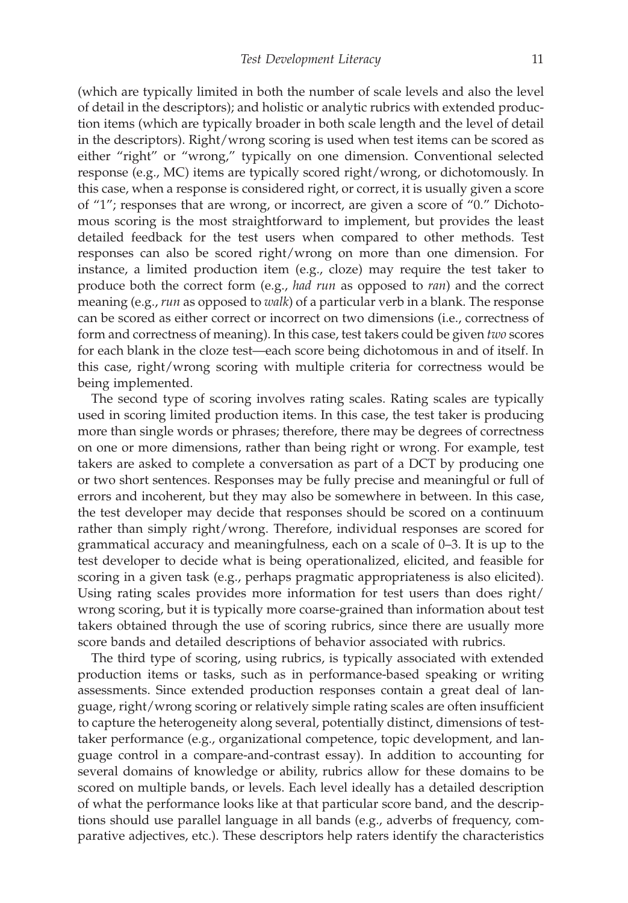(which are typically limited in both the number of scale levels and also the level of detail in the descriptors); and holistic or analytic rubrics with extended production items (which are typically broader in both scale length and the level of detail in the descriptors). Right/wrong scoring is used when test items can be scored as either "right" or "wrong," typically on one dimension. Conventional selected response (e.g., MC) items are typically scored right/wrong, or dichotomously. In this case, when a response is considered right, or correct, it is usually given a score of "1"; responses that are wrong, or incorrect, are given a score of "0." Dichotomous scoring is the most straightforward to implement, but provides the least detailed feedback for the test users when compared to other methods. Test responses can also be scored right/wrong on more than one dimension. For instance, a limited production item (e.g., cloze) may require the test taker to produce both the correct form (e.g., *had run* as opposed to *ran*) and the correct meaning (e.g., *run* as opposed to *walk*) of a particular verb in a blank. The response can be scored as either correct or incorrect on two dimensions (i.e., correctness of form and correctness of meaning). In this case, test takers could be given *two* scores for each blank in the cloze test—each score being dichotomous in and of itself. In this case, right/wrong scoring with multiple criteria for correctness would be being implemented.

The second type of scoring involves rating scales. Rating scales are typically used in scoring limited production items. In this case, the test taker is producing more than single words or phrases; therefore, there may be degrees of correctness on one or more dimensions, rather than being right or wrong. For example, test takers are asked to complete a conversation as part of a DCT by producing one or two short sentences. Responses may be fully precise and meaningful or full of errors and incoherent, but they may also be somewhere in between. In this case, the test developer may decide that responses should be scored on a continuum rather than simply right/wrong. Therefore, individual responses are scored for grammatical accuracy and meaningfulness, each on a scale of 0–3. It is up to the test developer to decide what is being operationalized, elicited, and feasible for scoring in a given task (e.g., perhaps pragmatic appropriateness is also elicited). Using rating scales provides more information for test users than does right/wrong scoring, but it is typically more coarse-grained than information about test takers obtained through the use of scoring rubrics, since there are usually more score bands and detailed descriptions of behavior associated with rubrics.

The third type of scoring, using rubrics, is typically associated with extended production items or tasks, such as in performance-based speaking or writing assessments. Since extended production responses contain a great deal of language, right/wrong scoring or relatively simple rating scales are often insufficient to capture the heterogeneity along several, potentially distinct, dimensions of test-taker performance (e.g., organizational competence, topic development, and language control in a compare-and-contrast essay). In addition to accounting for several domains of knowledge or ability, rubrics allow for these domains to be scored on multiple bands, or levels. Each level ideally has a detailed description of what the performance looks like at that particular score band, and the descriptions should use parallel language in all bands (e.g., adverbs of frequency, comparative adjectives, etc.). These descriptors help raters identify the characteristics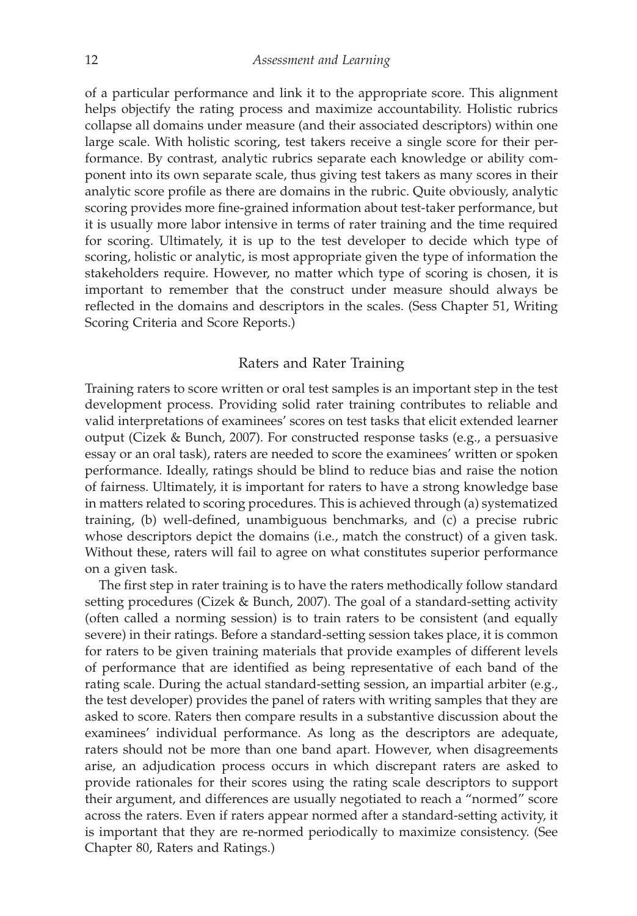of a particular performance and link it to the appropriate score. This alignment helps objectify the rating process and maximize accountability. Holistic rubrics collapse all domains under measure (and their associated descriptors) within one large scale. With holistic scoring, test takers receive a single score for their performance. By contrast, analytic rubrics separate each knowledge or ability component into its own separate scale, thus giving test takers as many scores in their analytic score profile as there are domains in the rubric. Quite obviously, analytic scoring provides more fine-grained information about test-taker performance, but it is usually more labor intensive in terms of rater training and the time required for scoring. Ultimately, it is up to the test developer to decide which type of scoring, holistic or analytic, is most appropriate given the type of information the stakeholders require. However, no matter which type of scoring is chosen, it is important to remember that the construct under measure should always be reflected in the domains and descriptors in the scales. (Sess Chapter 51, Writing Scoring Criteria and Score Reports.)

## Raters and Rater Training

Training raters to score written or oral test samples is an important step in the test development process. Providing solid rater training contributes to reliable and valid interpretations of examinees' scores on test tasks that elicit extended learner output (Cizek & Bunch, 2007). For constructed response tasks (e.g., a persuasive essay or an oral task), raters are needed to score the examinees' written or spoken performance. Ideally, ratings should be blind to reduce bias and raise the notion of fairness. Ultimately, it is important for raters to have a strong knowledge base in matters related to scoring procedures. This is achieved through (a) systematized training, (b) well-defined, unambiguous benchmarks, and (c) a precise rubric whose descriptors depict the domains (i.e., match the construct) of a given task. Without these, raters will fail to agree on what constitutes superior performance on a given task.

The first step in rater training is to have the raters methodically follow standard setting procedures (Cizek & Bunch, 2007). The goal of a standard-setting activity (often called a norming session) is to train raters to be consistent (and equally severe) in their ratings. Before a standard-setting session takes place, it is common for raters to be given training materials that provide examples of different levels of performance that are identified as being representative of each band of the rating scale. During the actual standard-setting session, an impartial arbiter (e.g., the test developer) provides the panel of raters with writing samples that they are asked to score. Raters then compare results in a substantive discussion about the examinees' individual performance. As long as the descriptors are adequate, raters should not be more than one band apart. However, when disagreements arise, an adjudication process occurs in which discrepant raters are asked to provide rationales for their scores using the rating scale descriptors to support their argument, and differences are usually negotiated to reach a "normed" score across the raters. Even if raters appear normed after a standard-setting activity, it is important that they are re-normed periodically to maximize consistency. (See Chapter 80, Raters and Ratings.)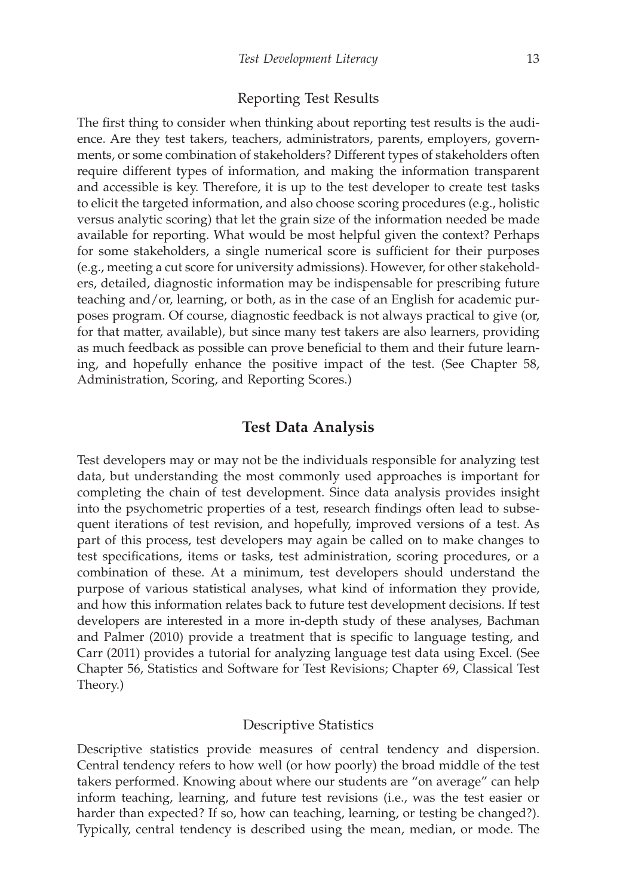### Reporting Test Results

The first thing to consider when thinking about reporting test results is the audience. Are they test takers, teachers, administrators, parents, employers, governments, or some combination of stakeholders? Different types of stakeholders often require different types of information, and making the information transparent and accessible is key. Therefore, it is up to the test developer to create test tasks to elicit the targeted information, and also choose scoring procedures (e.g., holistic versus analytic scoring) that let the grain size of the information needed be made available for reporting. What would be most helpful given the context? Perhaps for some stakeholders, a single numerical score is sufficient for their purposes (e.g., meeting a cut score for university admissions). However, for other stakeholders, detailed, diagnostic information may be indispensable for prescribing future teaching and/or, learning, or both, as in the case of an English for academic purposes program. Of course, diagnostic feedback is not always practical to give (or, for that matter, available), but since many test takers are also learners, providing as much feedback as possible can prove beneficial to them and their future learning, and hopefully enhance the positive impact of the test. (See Chapter 58, Administration, Scoring, and Reporting Scores.)

## Test Data Analysis

Test developers may or may not be the individuals responsible for analyzing test data, but understanding the most commonly used approaches is important for completing the chain of test development. Since data analysis provides insight into the psychometric properties of a test, research findings often lead to subsequent iterations of test revision, and hopefully, improved versions of a test. As part of this process, test developers may again be called on to make changes to test specifications, items or tasks, test administration, scoring procedures, or a combination of these. At a minimum, test developers should understand the purpose of various statistical analyses, what kind of information they provide, and how this information relates back to future test development decisions. If test developers are interested in a more in-depth study of these analyses, Bachman and Palmer (2010) provide a treatment that is specific to language testing, and Carr (2011) provides a tutorial for analyzing language test data using Excel. (See Chapter 56, Statistics and Software for Test Revisions; Chapter 69, Classical Test Theory.)

### Descriptive Statistics

Descriptive statistics provide measures of central tendency and dispersion. Central tendency refers to how well (or how poorly) the broad middle of the test takers performed. Knowing about where our students are "on average" can help inform teaching, learning, and future test revisions (i.e., was the test easier or harder than expected? If so, how can teaching, learning, or testing be changed?). Typically, central tendency is described using the mean, median, or mode. The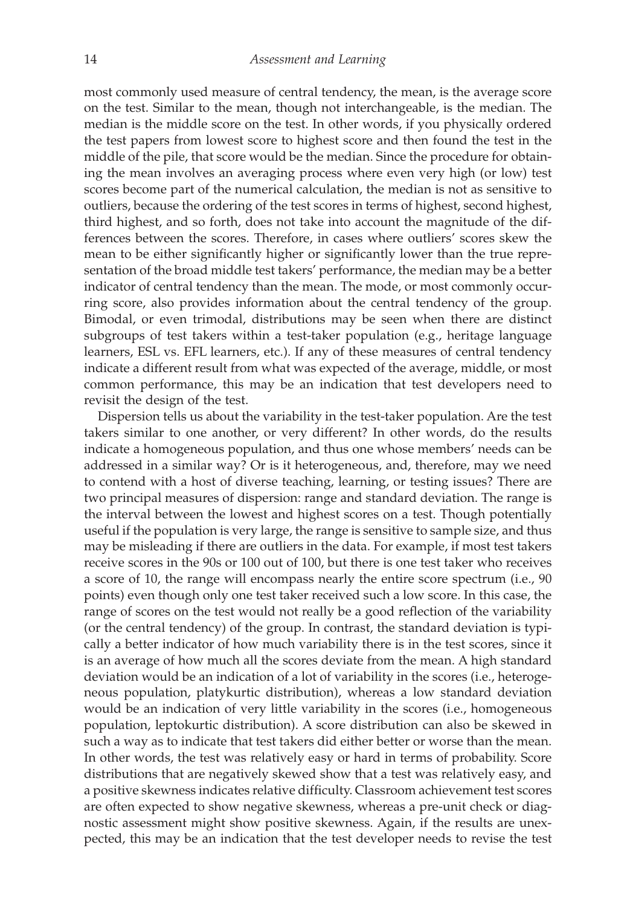most commonly used measure of central tendency, the mean, is the average score on the test. Similar to the mean, though not interchangeable, is the median. The median is the middle score on the test. In other words, if you physically ordered the test papers from lowest score to highest score and then found the test in the middle of the pile, that score would be the median. Since the procedure for obtaining the mean involves an averaging process where even very high (or low) test scores become part of the numerical calculation, the median is not as sensitive to outliers, because the ordering of the test scores in terms of highest, second highest, third highest, and so forth, does not take into account the magnitude of the differences between the scores. Therefore, in cases where outliers' scores skew the mean to be either significantly higher or significantly lower than the true representation of the broad middle test takers' performance, the median may be a better indicator of central tendency than the mean. The mode, or most commonly occurring score, also provides information about the central tendency of the group. Bimodal, or even trimodal, distributions may be seen when there are distinct subgroups of test takers within a test-taker population (e.g., heritage language learners, ESL vs. EFL learners, etc.). If any of these measures of central tendency indicate a different result from what was expected of the average, middle, or most common performance, this may be an indication that test developers need to revisit the design of the test.

Dispersion tells us about the variability in the test-taker population. Are the test takers similar to one another, or very different? In other words, do the results indicate a homogeneous population, and thus one whose members' needs can be addressed in a similar way? Or is it heterogeneous, and, therefore, may we need to contend with a host of diverse teaching, learning, or testing issues? There are two principal measures of dispersion: range and standard deviation. The range is the interval between the lowest and highest scores on a test. Though potentially useful if the population is very large, the range is sensitive to sample size, and thus may be misleading if there are outliers in the data. For example, if most test takers receive scores in the 90s or 100 out of 100, but there is one test taker who receives a score of 10, the range will encompass nearly the entire score spectrum (i.e., 90 points) even though only one test taker received such a low score. In this case, the range of scores on the test would not really be a good reflection of the variability (or the central tendency) of the group. In contrast, the standard deviation is typically a better indicator of how much variability there is in the test scores, since it is an average of how much all the scores deviate from the mean. A high standard deviation would be an indication of a lot of variability in the scores (i.e., heterogeneous population, platykurtic distribution), whereas a low standard deviation would be an indication of very little variability in the scores (i.e., homogeneous population, leptokurtic distribution). A score distribution can also be skewed in such a way as to indicate that test takers did either better or worse than the mean. In other words, the test was relatively easy or hard in terms of probability. Score distributions that are negatively skewed show that a test was relatively easy, and a positive skewness indicates relative difficulty. Classroom achievement test scores are often expected to show negative skewness, whereas a pre-unit check or diagnostic assessment might show positive skewness. Again, if the results are unexpected, this may be an indication that the test developer needs to revise the test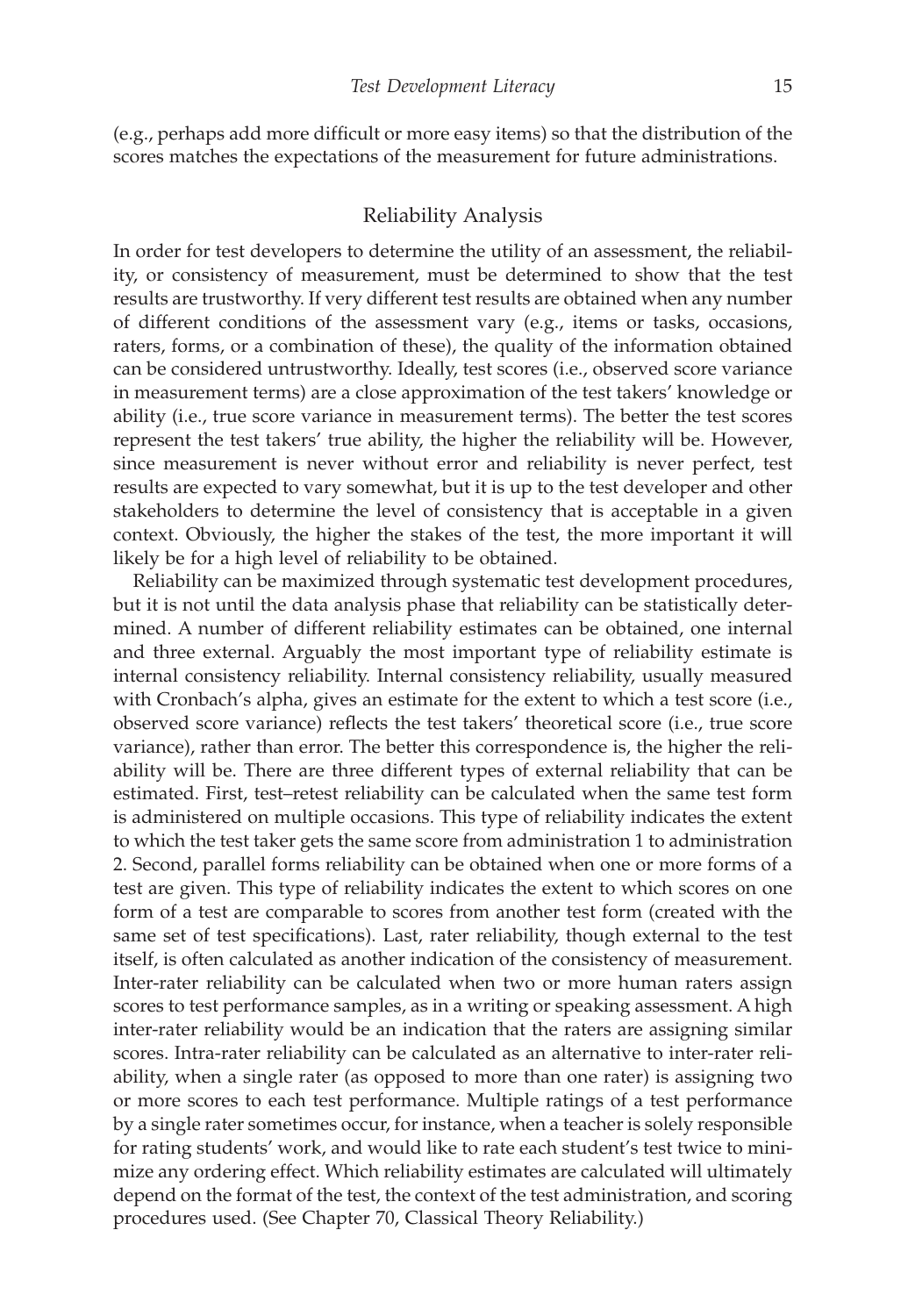(e.g., perhaps add more difficult or more easy items) so that the distribution of the scores matches the expectations of the measurement for future administrations.

## Reliability Analysis

In order for test developers to determine the utility of an assessment, the reliability, or consistency of measurement, must be determined to show that the test results are trustworthy. If very different test results are obtained when any number of different conditions of the assessment vary (e.g., items or tasks, occasions, raters, forms, or a combination of these), the quality of the information obtained can be considered untrustworthy. Ideally, test scores (i.e., observed score variance in measurement terms) are a close approximation of the test takers' knowledge or ability (i.e., true score variance in measurement terms). The better the test scores represent the test takers' true ability, the higher the reliability will be. However, since measurement is never without error and reliability is never perfect, test results are expected to vary somewhat, but it is up to the test developer and other stakeholders to determine the level of consistency that is acceptable in a given context. Obviously, the higher the stakes of the test, the more important it will likely be for a high level of reliability to be obtained.

Reliability can be maximized through systematic test development procedures, but it is not until the data analysis phase that reliability can be statistically determined. A number of different reliability estimates can be obtained, one internal and three external. Arguably the most important type of reliability estimate is internal consistency reliability. Internal consistency reliability, usually measured with Cronbach's alpha, gives an estimate for the extent to which a test score (i.e., observed score variance) reflects the test takers' theoretical score (i.e., true score variance), rather than error. The better this correspondence is, the higher the reliability will be. There are three different types of external reliability that can be estimated. First, test–retest reliability can be calculated when the same test form is administered on multiple occasions. This type of reliability indicates the extent to which the test taker gets the same score from administration 1 to administration 2. Second, parallel forms reliability can be obtained when one or more forms of a test are given. This type of reliability indicates the extent to which scores on one form of a test are comparable to scores from another test form (created with the same set of test specifications). Last, rater reliability, though external to the test itself, is often calculated as another indication of the consistency of measurement. Inter-rater reliability can be calculated when two or more human raters assign scores to test performance samples, as in a writing or speaking assessment. A high inter-rater reliability would be an indication that the raters are assigning similar scores. Intra-rater reliability can be calculated as an alternative to inter-rater reliability, when a single rater (as opposed to more than one rater) is assigning two or more scores to each test performance. Multiple ratings of a test performance by a single rater sometimes occur, for instance, when a teacher is solely responsible for rating students' work, and would like to rate each student's test twice to minimize any ordering effect. Which reliability estimates are calculated will ultimately depend on the format of the test, the context of the test administration, and scoring procedures used. (See Chapter 70, Classical Theory Reliability.)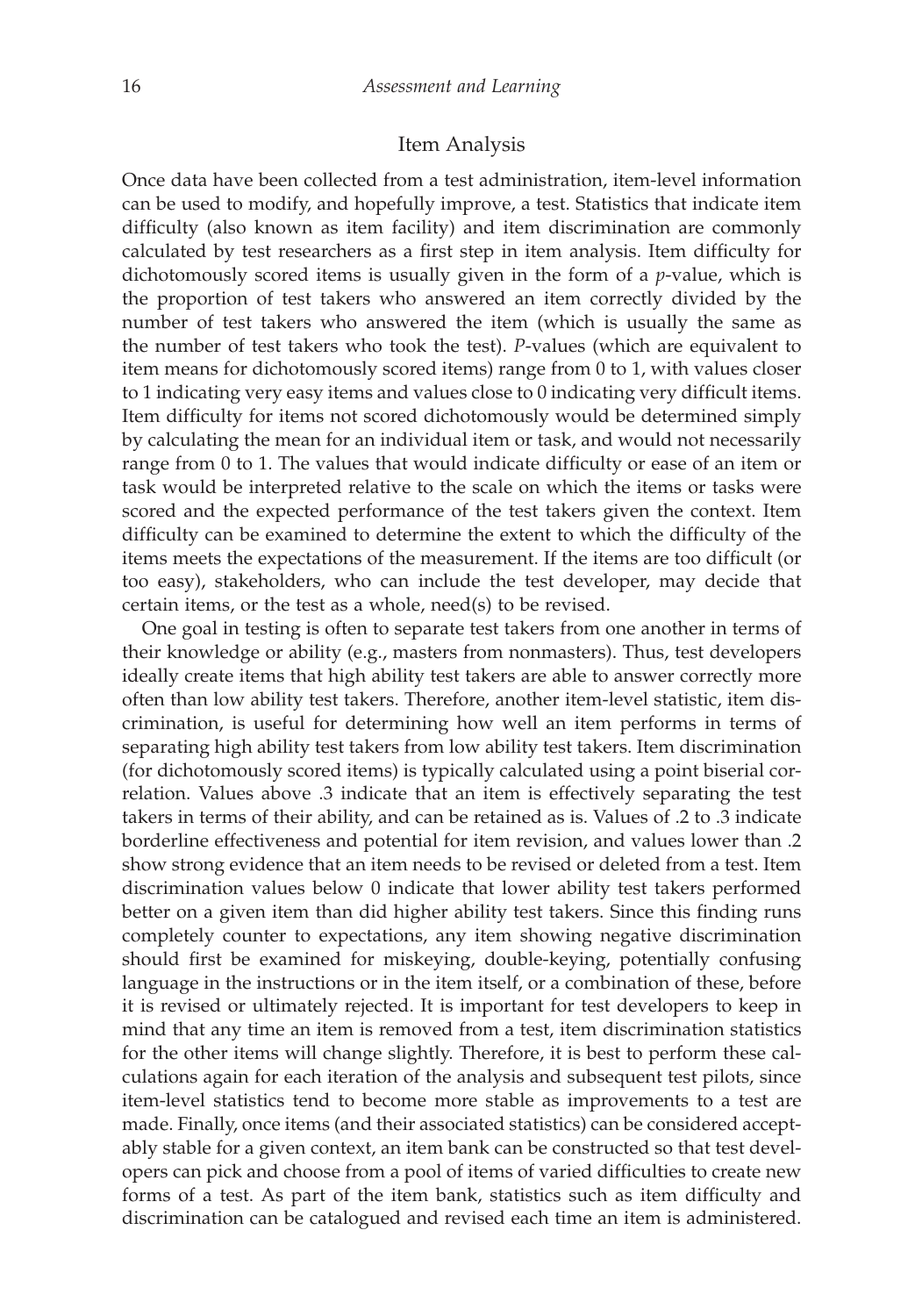## Item Analysis

Once data have been collected from a test administration, item-level information can be used to modify, and hopefully improve, a test. Statistics that indicate item difficulty (also known as item facility) and item discrimination are commonly calculated by test researchers as a first step in item analysis. Item difficulty for dichotomously scored items is usually given in the form of a *p*-value, which is the proportion of test takers who answered an item correctly divided by the number of test takers who answered the item (which is usually the same as the number of test takers who took the test). *P*-values (which are equivalent to item means for dichotomously scored items) range from 0 to 1, with values closer to 1 indicating very easy items and values close to 0 indicating very difficult items. Item difficulty for items not scored dichotomously would be determined simply by calculating the mean for an individual item or task, and would not necessarily range from 0 to 1. The values that would indicate difficulty or ease of an item or task would be interpreted relative to the scale on which the items or tasks were scored and the expected performance of the test takers given the context. Item difficulty can be examined to determine the extent to which the difficulty of the items meets the expectations of the measurement. If the items are too difficult (or too easy), stakeholders, who can include the test developer, may decide that certain items, or the test as a whole, need(s) to be revised.

One goal in testing is often to separate test takers from one another in terms of their knowledge or ability (e.g., masters from nonmasters). Thus, test developers ideally create items that high ability test takers are able to answer correctly more often than low ability test takers. Therefore, another item-level statistic, item discrimination, is useful for determining how well an item performs in terms of separating high ability test takers from low ability test takers. Item discrimination (for dichotomously scored items) is typically calculated using a point biserial correlation. Values above .3 indicate that an item is effectively separating the test takers in terms of their ability, and can be retained as is. Values of .2 to .3 indicate borderline effectiveness and potential for item revision, and values lower than .2 show strong evidence that an item needs to be revised or deleted from a test. Item discrimination values below 0 indicate that lower ability test takers performed better on a given item than did higher ability test takers. Since this finding runs completely counter to expectations, any item showing negative discrimination should first be examined for miskeying, double-keying, potentially confusing language in the instructions or in the item itself, or a combination of these, before it is revised or ultimately rejected. It is important for test developers to keep in mind that any time an item is removed from a test, item discrimination statistics for the other items will change slightly. Therefore, it is best to perform these calculations again for each iteration of the analysis and subsequent test pilots, since item-level statistics tend to become more stable as improvements to a test are made. Finally, once items (and their associated statistics) can be considered acceptably stable for a given context, an item bank can be constructed so that test developers can pick and choose from a pool of items of varied difficulties to create new forms of a test. As part of the item bank, statistics such as item difficulty and discrimination can be catalogued and revised each time an item is administered.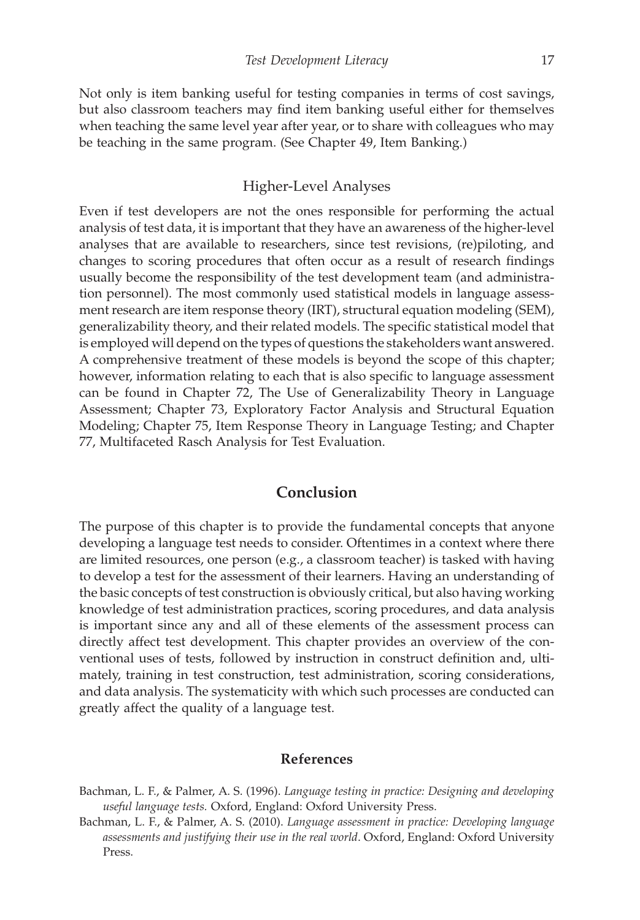Not only is item banking useful for testing companies in terms of cost savings, but also classroom teachers may find item banking useful either for themselves when teaching the same level year after year, or to share with colleagues who may be teaching in the same program. (See Chapter 49, Item Banking.)

### Higher-Level Analyses

Even if test developers are not the ones responsible for performing the actual analysis of test data, it is important that they have an awareness of the higher-level analyses that are available to researchers, since test revisions, (re)piloting, and changes to scoring procedures that often occur as a result of research findings usually become the responsibility of the test development team (and administration personnel). The most commonly used statistical models in language assessment research are item response theory (IRT), structural equation modeling (SEM), generalizability theory, and their related models. The specific statistical model that is employed will depend on the types of questions the stakeholders want answered. A comprehensive treatment of these models is beyond the scope of this chapter; however, information relating to each that is also specific to language assessment can be found in Chapter 72, The Use of Generalizability Theory in Language Assessment; Chapter 73, Exploratory Factor Analysis and Structural Equation Modeling; Chapter 75, Item Response Theory in Language Testing; and Chapter 77, Multifaceted Rasch Analysis for Test Evaluation.

## Conclusion

The purpose of this chapter is to provide the fundamental concepts that anyone developing a language test needs to consider. Oftentimes in a context where there are limited resources, one person (e.g., a classroom teacher) is tasked with having to develop a test for the assessment of their learners. Having an understanding of the basic concepts of test construction is obviously critical, but also having working knowledge of test administration practices, scoring procedures, and data analysis is important since any and all of these elements of the assessment process can directly affect test development. This chapter provides an overview of the conventional uses of tests, followed by instruction in construct definition and, ultimately, training in test construction, test administration, scoring considerations, and data analysis. The systematicity with which such processes are conducted can greatly affect the quality of a language test.

## References

Bachman, L. F., & Palmer, A. S. (1996). *Language testing in practice: Designing and developing useful language tests.* Oxford, England: Oxford University Press.

Bachman, L. F., & Palmer, A. S. (2010). *Language assessment in practice: Developing language assessments and justifying their use in the real world*. Oxford, England: Oxford University Press.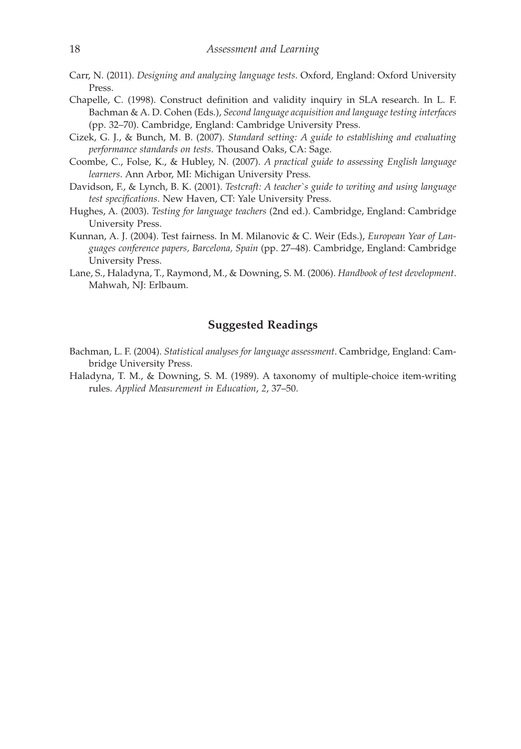Carr, N. (2011). *Designing and analyzing language tests*. Oxford, England: Oxford University Press.

Chapelle, C. (1998). Construct definition and validity inquiry in SLA research. In L. F. Bachman & A. D. Cohen (Eds.), *Second language acquisition and language testing interfaces* (pp. 32–70). Cambridge, England: Cambridge University Press.

Cizek, G. J., & Bunch, M. B. (2007). *Standard setting: A guide to establishing and evaluating performance standards on tests*. Thousand Oaks, CA: Sage.

Coombe, C., Folse, K., & Hubley, N. (2007). *A practical guide to assessing English language learners*. Ann Arbor, MI: Michigan University Press.

Davidson, F., & Lynch, B. K. (2001). *Testcraft: A teacher`s guide to writing and using language test specifications*. New Haven, CT: Yale University Press.

Hughes, A. (2003). *Testing for language teachers* (2nd ed.). Cambridge, England: Cambridge University Press.

Kunnan, A. J. (2004). Test fairness. In M. Milanovic & C. Weir (Eds.), *European Year of Languages conference papers, Barcelona, Spain* (pp. 27–48). Cambridge, England: Cambridge University Press.

Lane, S., Haladyna, T., Raymond, M., & Downing, S. M. (2006). *Handbook of test development*. Mahwah, NJ: Erlbaum.

## Suggested Readings

Bachman, L. F. (2004). *Statistical analyses for language assessment*. Cambridge, England: Cambridge University Press.

Haladyna, T. M., & Downing, S. M. (1989). A taxonomy of multiple-choice item-writing rules. *Applied Measurement in Education*, *2*, 37–50.